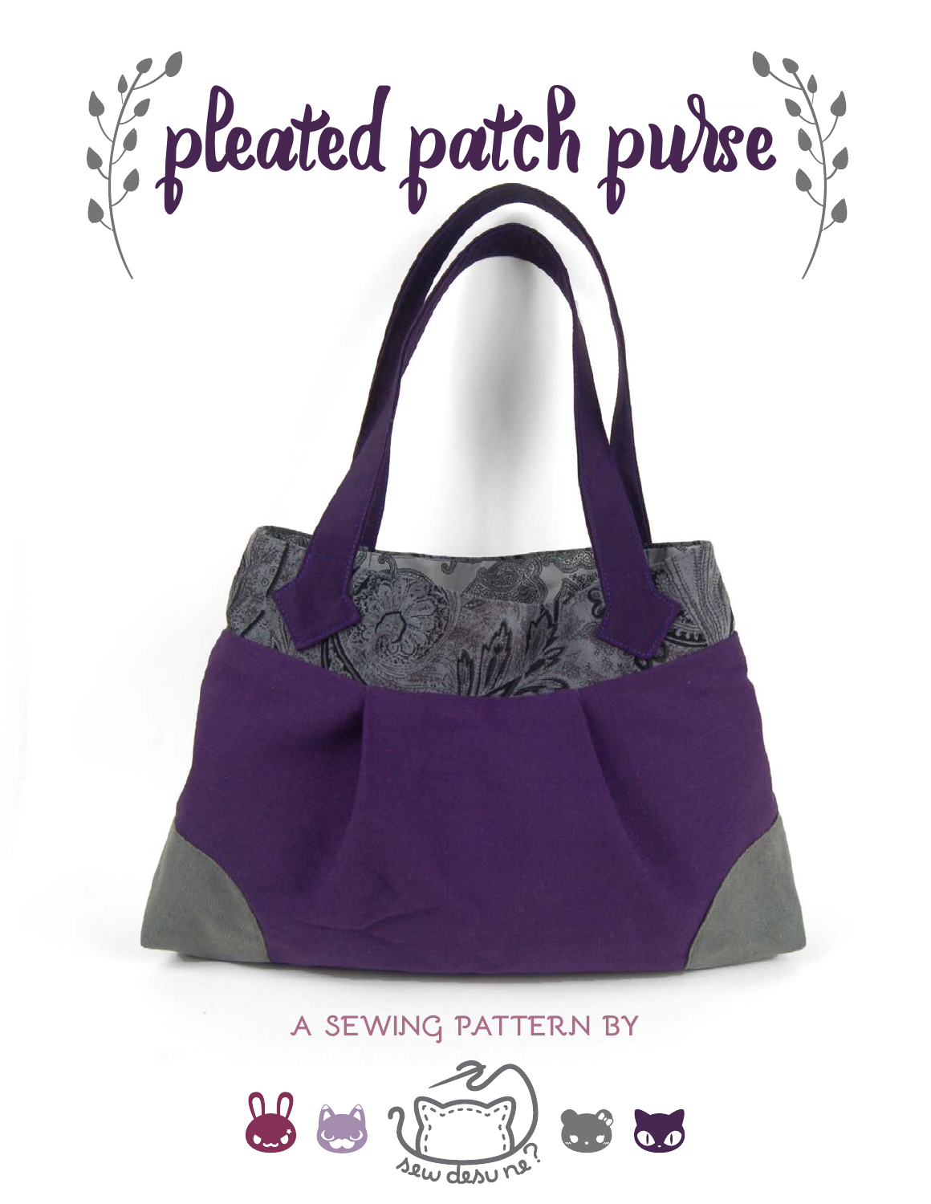# pleated patch purse

A SEWING PATTERN BY

sew desu ne?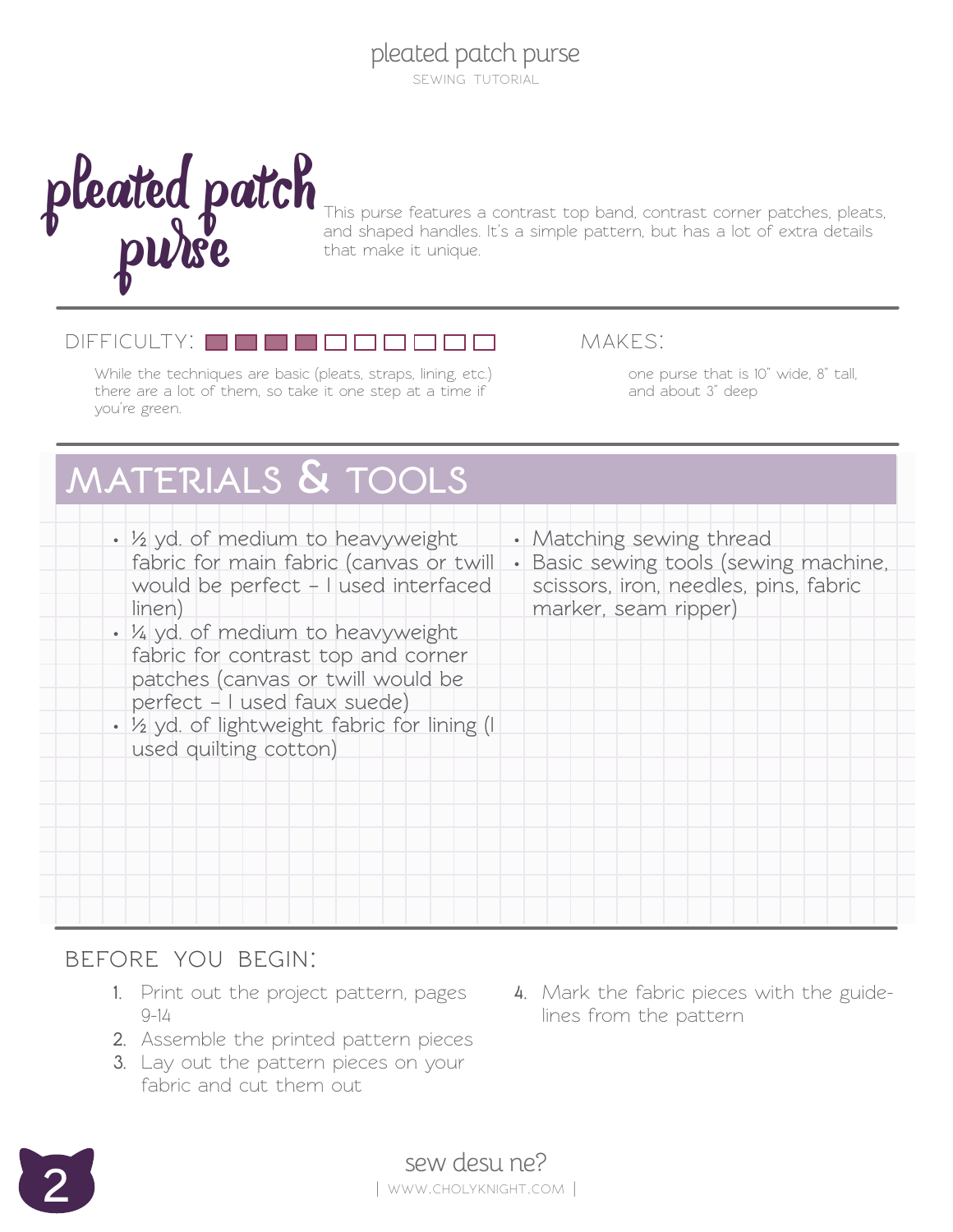# pleated patch purse

This purse features a contrast top band, contrast corner patches, pleats, and shaped handles. It's a simple pattern, but has a lot of extra details that make it unique.

DIFFICULTY: ■■■■□□□□□□

While the techniques are basic (pleats, straps, lining, etc.) there are a lot of them, so take it one step at a time if you're green.

MAKES:

one purse that is 10" wide, 8" tall, and about 3" deep

## MATERIALS & TOOLS

- ½ yd. of medium to heavyweight fabric for main fabric (canvas or twill would be perfect – I used interfaced linen)
- ¼ yd. of medium to heavyweight fabric for contrast top and corner patches (canvas or twill would be perfect – I used faux suede)
- ½ yd. of lightweight fabric for lining (I used quilting cotton)
- Matching sewing thread
- Basic sewing tools (sewing machine, scissors, iron, needles, pins, fabric marker, seam ripper)

BEFORE YOU BEGIN:

1. Print out the project pattern, pages 9-14
2. Assemble the printed pattern pieces
3. Lay out the pattern pieces on your fabric and cut them out
4. Mark the fabric pieces with the guidelines from the pattern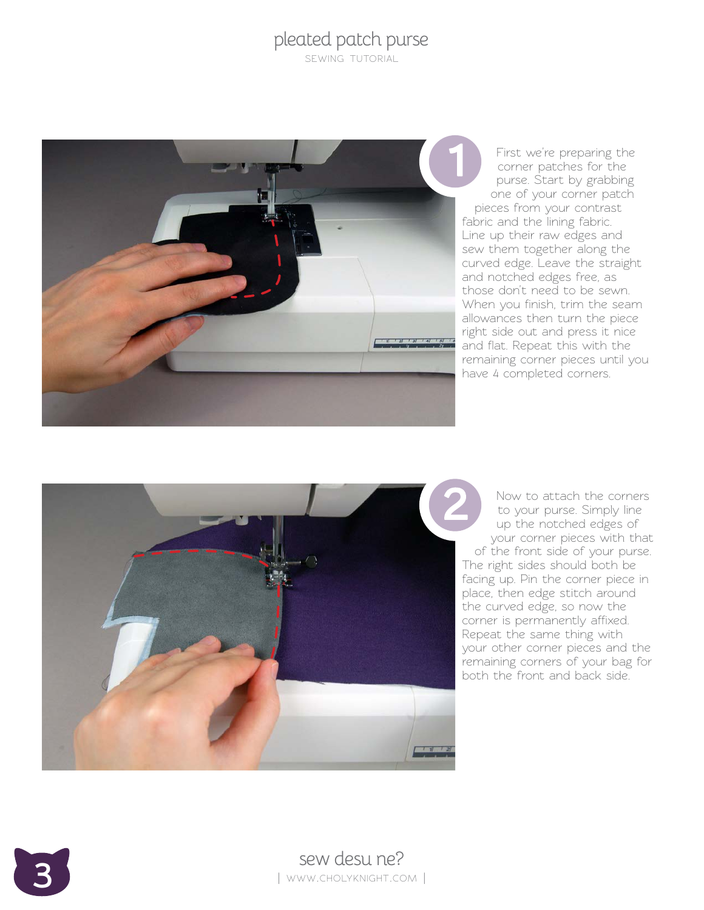1

First we're preparing the corner patches for the purse. Start by grabbing one of your corner patch pieces from your contrast fabric and the lining fabric. Line up their raw edges and sew them together along the curved edge. Leave the straight and notched edges free, as those don't need to be sewn. When you finish, trim the seam allowances then turn the piece right side out and press it nice and flat. Repeat this with the remaining corner pieces until you have 4 completed corners.

2

Now to attach the corners to your purse. Simply line up the notched edges of your corner pieces with that of the front side of your purse. The right sides should both be facing up. Pin the corner piece in place, then edge stitch around the curved edge, so now the corner is permanently affixed. Repeat the same thing with your other corner pieces and the remaining corners of your bag for both the front and back side.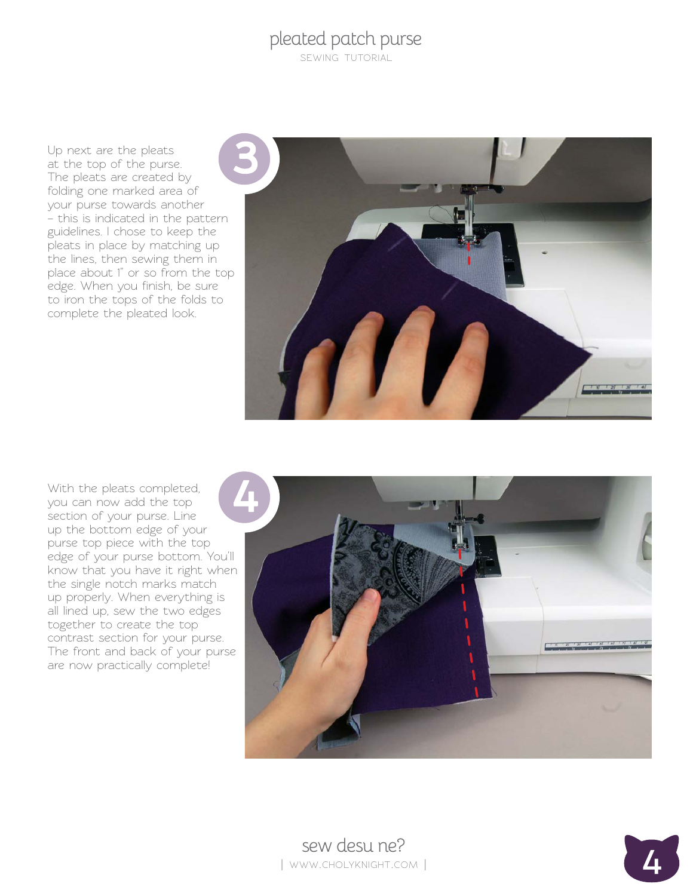### 3

Up next are the pleats at the top of the purse. The pleats are created by folding one marked area of your purse towards another – this is indicated in the pattern guidelines. I chose to keep the pleats in place by matching up the lines, then sewing them in place about 1" or so from the top edge. When you finish, be sure to iron the tops of the folds to complete the pleated look.

### 4

With the pleats completed, you can now add the top section of your purse. Line up the bottom edge of your purse top piece with the top edge of your purse bottom. You'll know that you have it right when the single notch marks match up properly. When everything is all lined up, sew the two edges together to create the top contrast section for your purse. The front and back of your purse are now practically complete!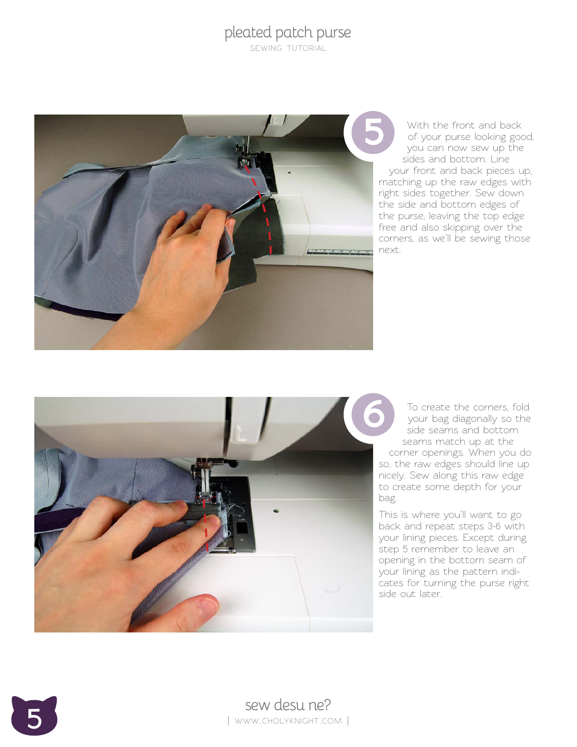**5**

With the front and back of your purse looking good, you can now sew up the sides and bottom. Line your front and back pieces up, matching up the raw edges with right sides together. Sew down the side and bottom edges of the purse, leaving the top edge free and also skipping over the corners, as we'll be sewing those next.

**6**

To create the corners, fold your bag diagonally so the side seams and bottom seams match up at the corner openings. When you do so, the raw edges should line up nicely. Sew along this raw edge to create some depth for your bag.

This is where you'll want to go back and repeat steps 3-6 with your lining pieces. Except during step 5 remember to leave an opening in the bottom seam of your lining as the pattern indicates for turning the purse right side out later.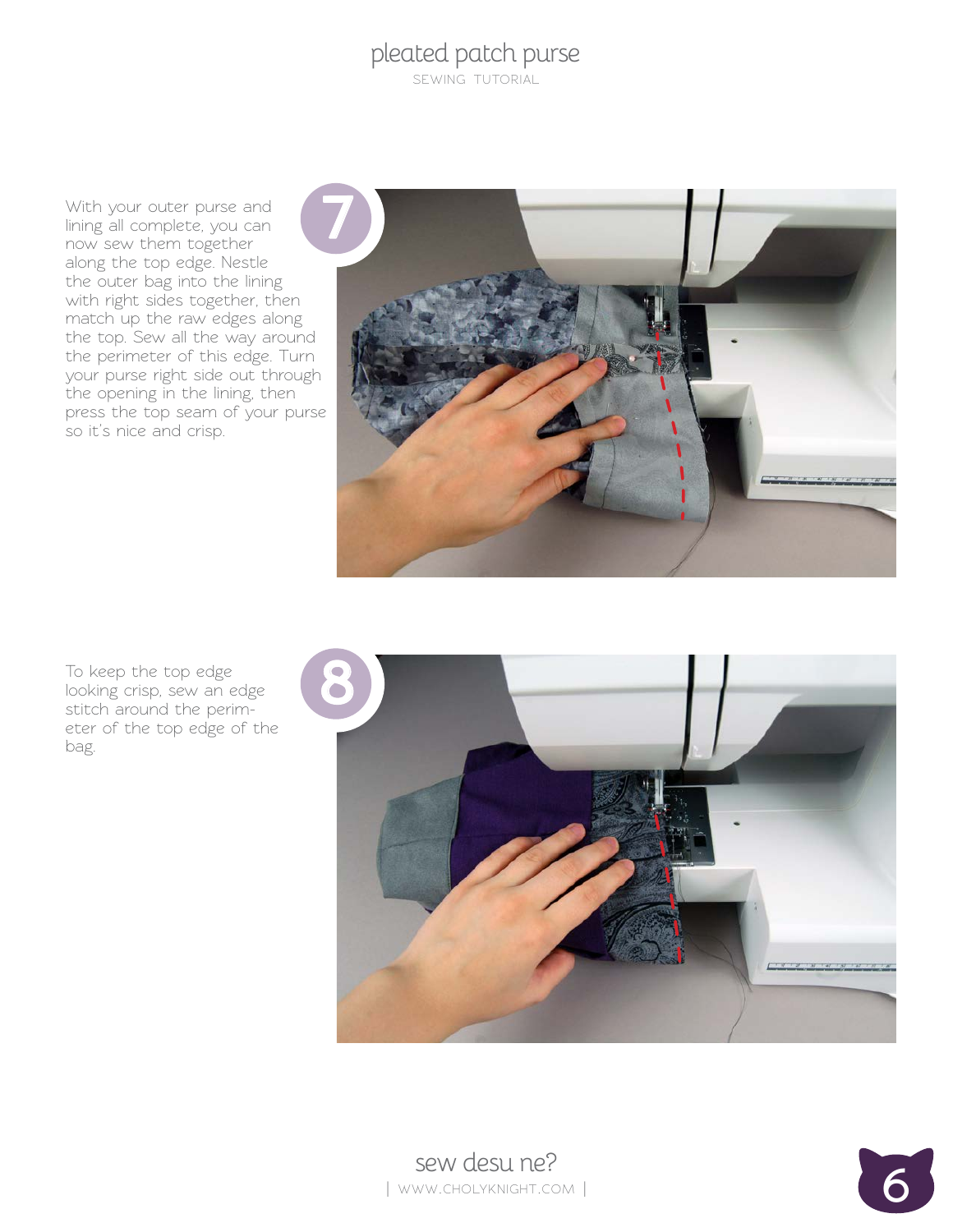**7**

With your outer purse and lining all complete, you can now sew them together along the top edge. Nestle the outer bag into the lining with right sides together, then match up the raw edges along the top. Sew all the way around the perimeter of this edge. Turn your purse right side out through the opening in the lining, then press the top seam of your purse so it's nice and crisp.

**8**

To keep the top edge looking crisp, sew an edge stitch around the perimeter of the top edge of the bag.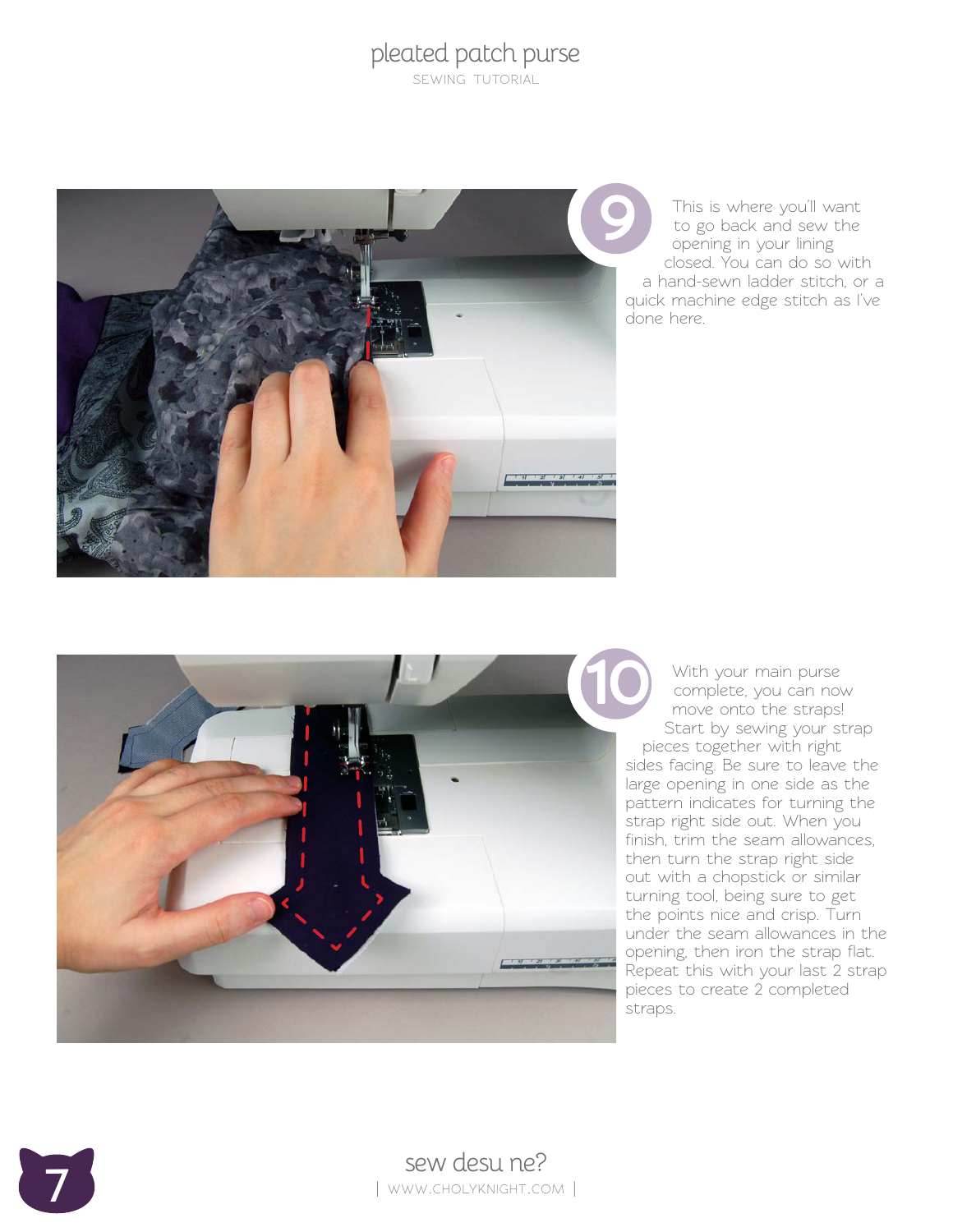**9** This is where you'll want to go back and sew the opening in your lining closed. You can do so with a hand-sewn ladder stitch, or a quick machine edge stitch as I've done here.

**10** With your main purse complete, you can now move onto the straps! Start by sewing your strap pieces together with right sides facing. Be sure to leave the large opening in one side as the pattern indicates for turning the strap right side out. When you finish, trim the seam allowances, then turn the strap right side out with a chopstick or similar turning tool, being sure to get the points nice and crisp. Turn under the seam allowances in the opening, then iron the strap flat. Repeat this with your last 2 strap pieces to create 2 completed straps.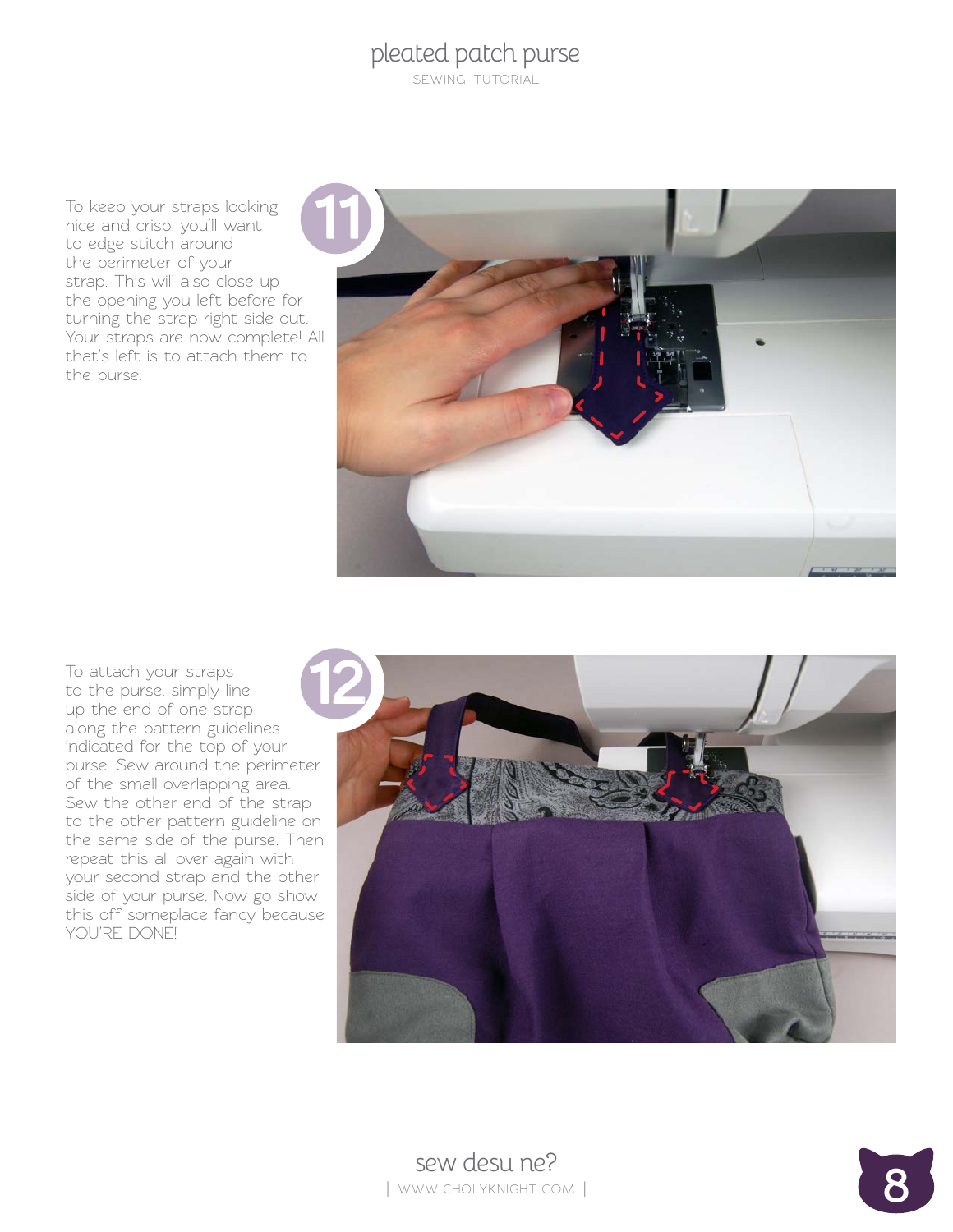**11**

To keep your straps looking nice and crisp, you'll want to edge stitch around the perimeter of your strap. This will also close up the opening you left before for turning the strap right side out. Your straps are now complete! All that's left is to attach them to the purse.

**12**

To attach your straps to the purse, simply line up the end of one strap along the pattern guidelines indicated for the top of your purse. Sew around the perimeter of the small overlapping area. Sew the other end of the strap to the other pattern guideline on the same side of the purse. Then repeat this all over again with your second strap and the other side of your purse. Now go show this off someplace fancy because YOU'RE DONE!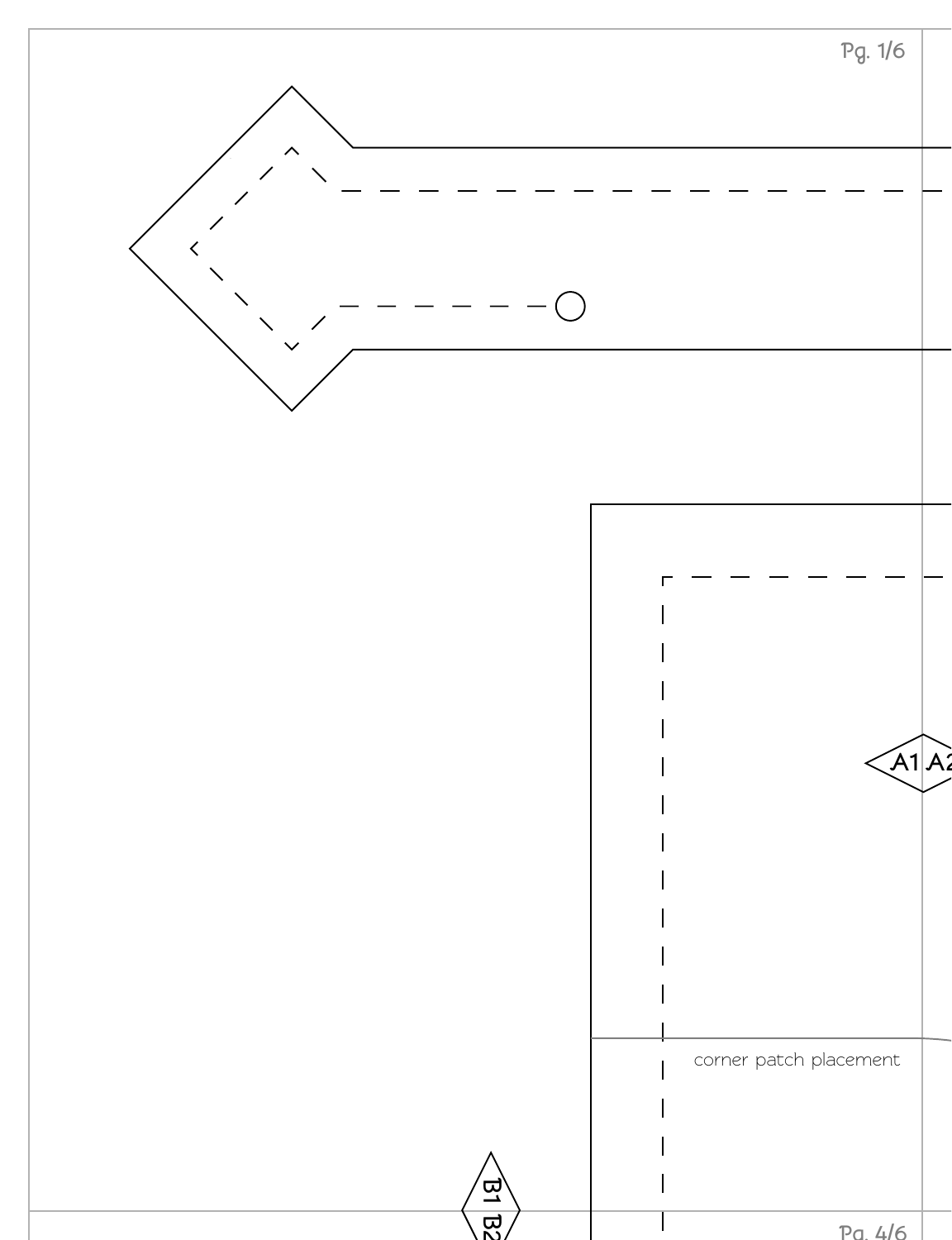A1 A2

corner patch placement

B1 B2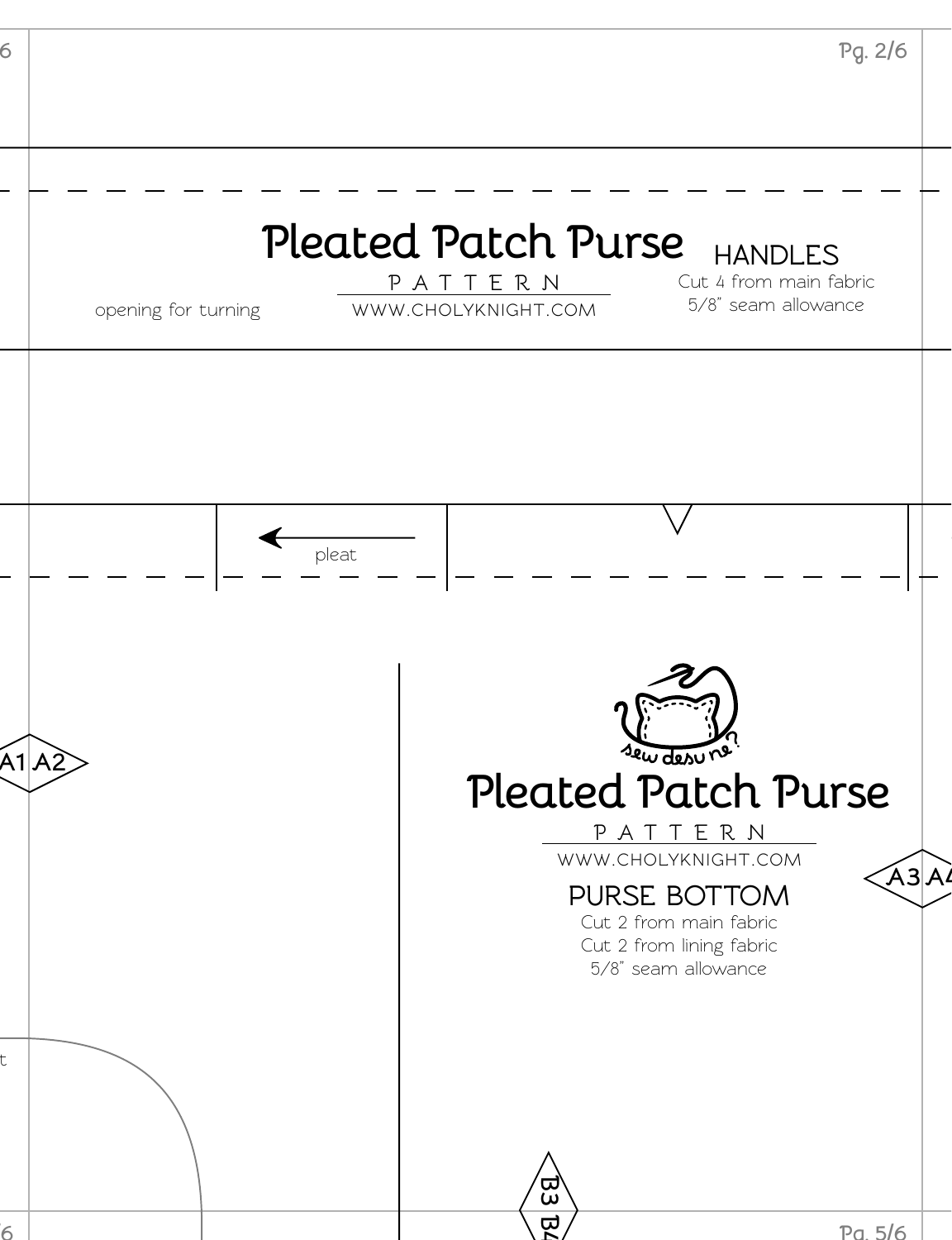# Pleated Patch Purse

PATTERN

WWW.CHOLYKNIGHT.COM

opening for turning

## HANDLES

Cut 4 from main fabric

5/8" seam allowance

pleat

A1 A2

# Pleated Patch Purse

PATTERN

WWW.CHOLYKNIGHT.COM

## PURSE BOTTOM

Cut 2 from main fabric

Cut 2 from lining fabric

5/8" seam allowance

A3 A4

B3 B4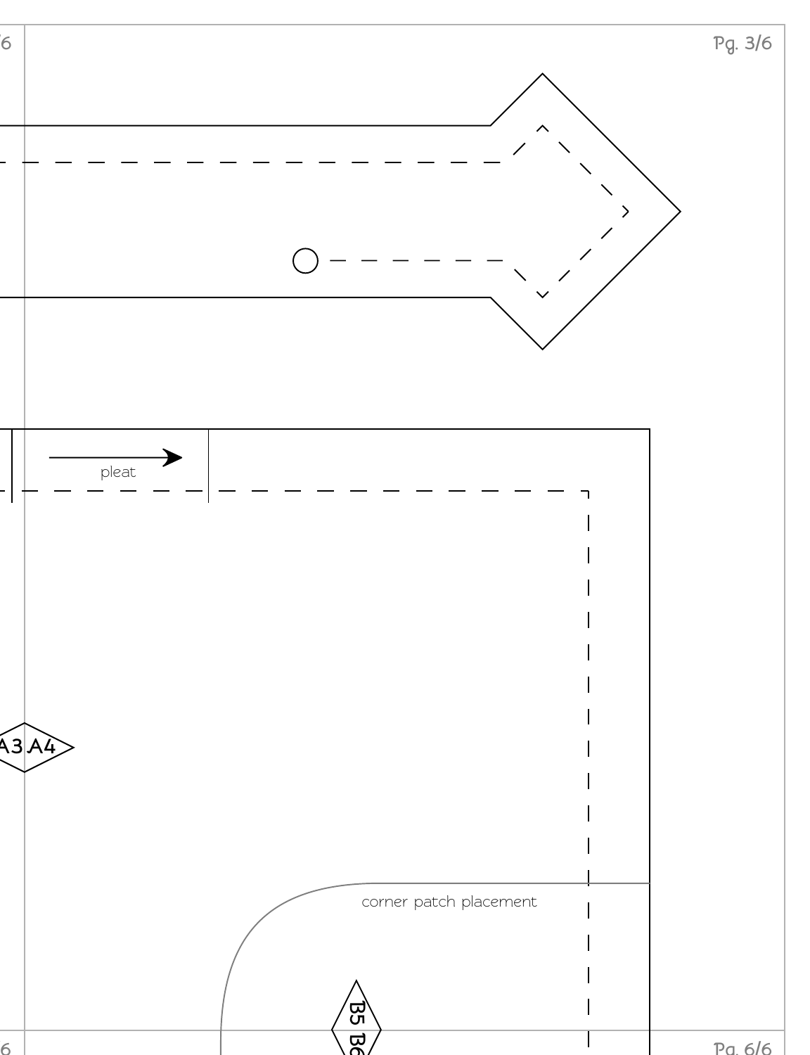pleat

A3 A4

corner patch placement

B5 B6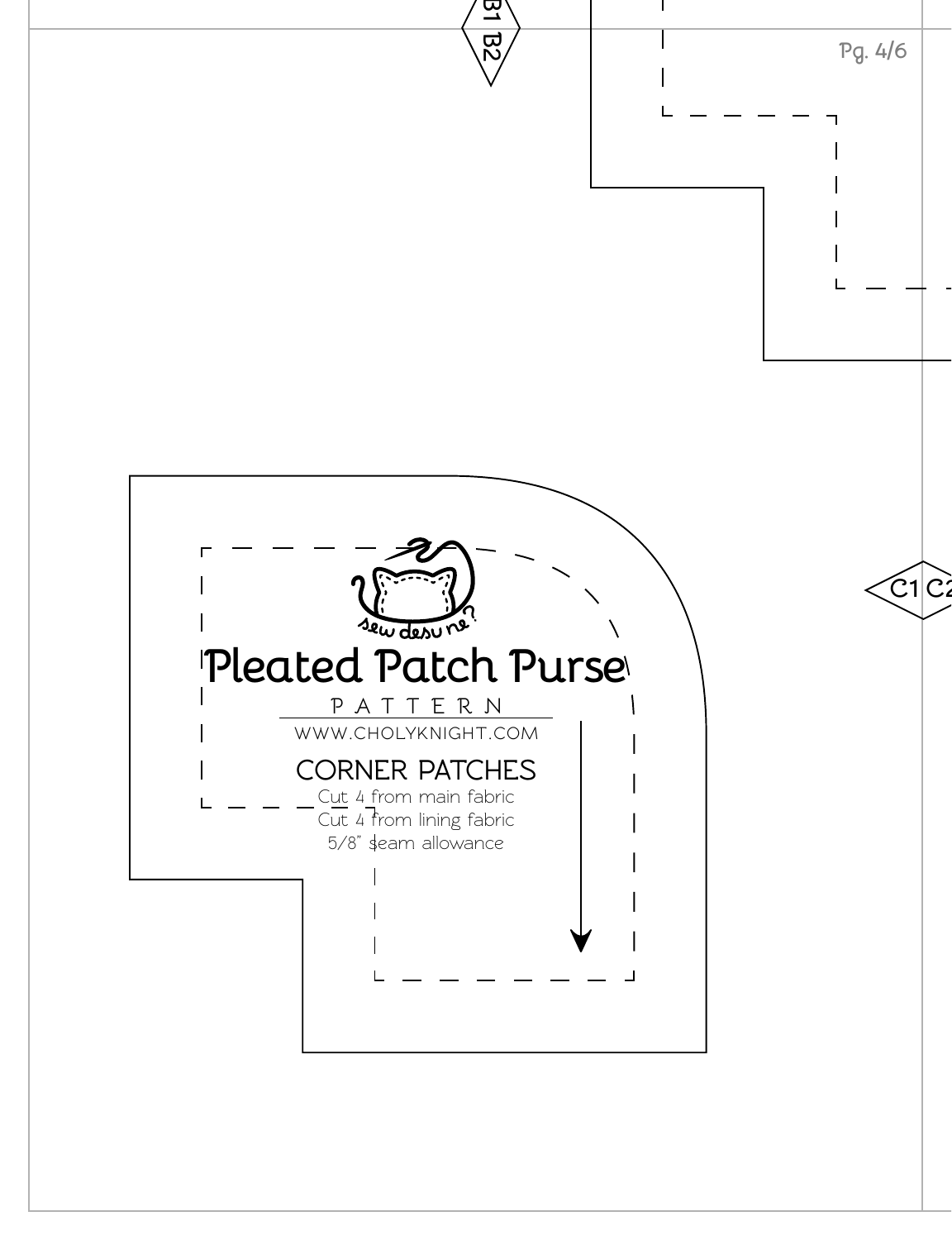B1 B2

Pleated Patch Purse

PATTERN

WWW.CHOLYKNIGHT.COM

CORNER PATCHES

Cut 4 from main fabric
Cut 4 from lining fabric
5/8" seam allowance

C1 C2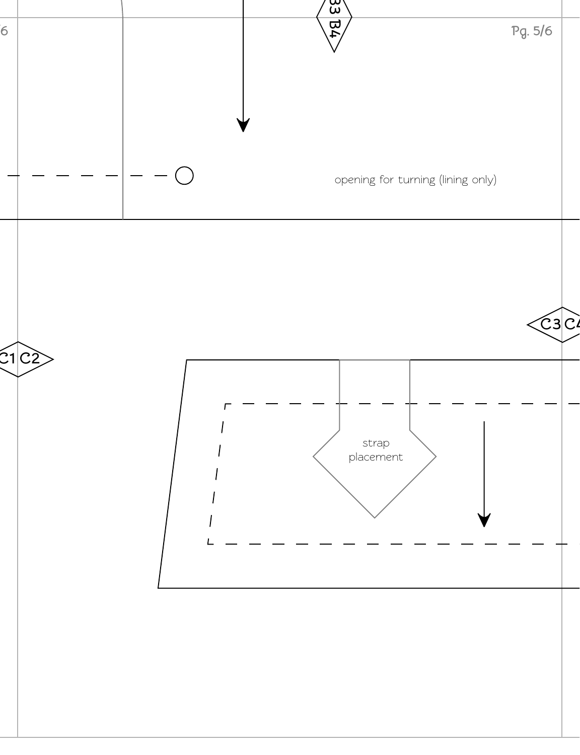B3 B4

opening for turning (lining only)

C3 C4

C1 C2

strap placement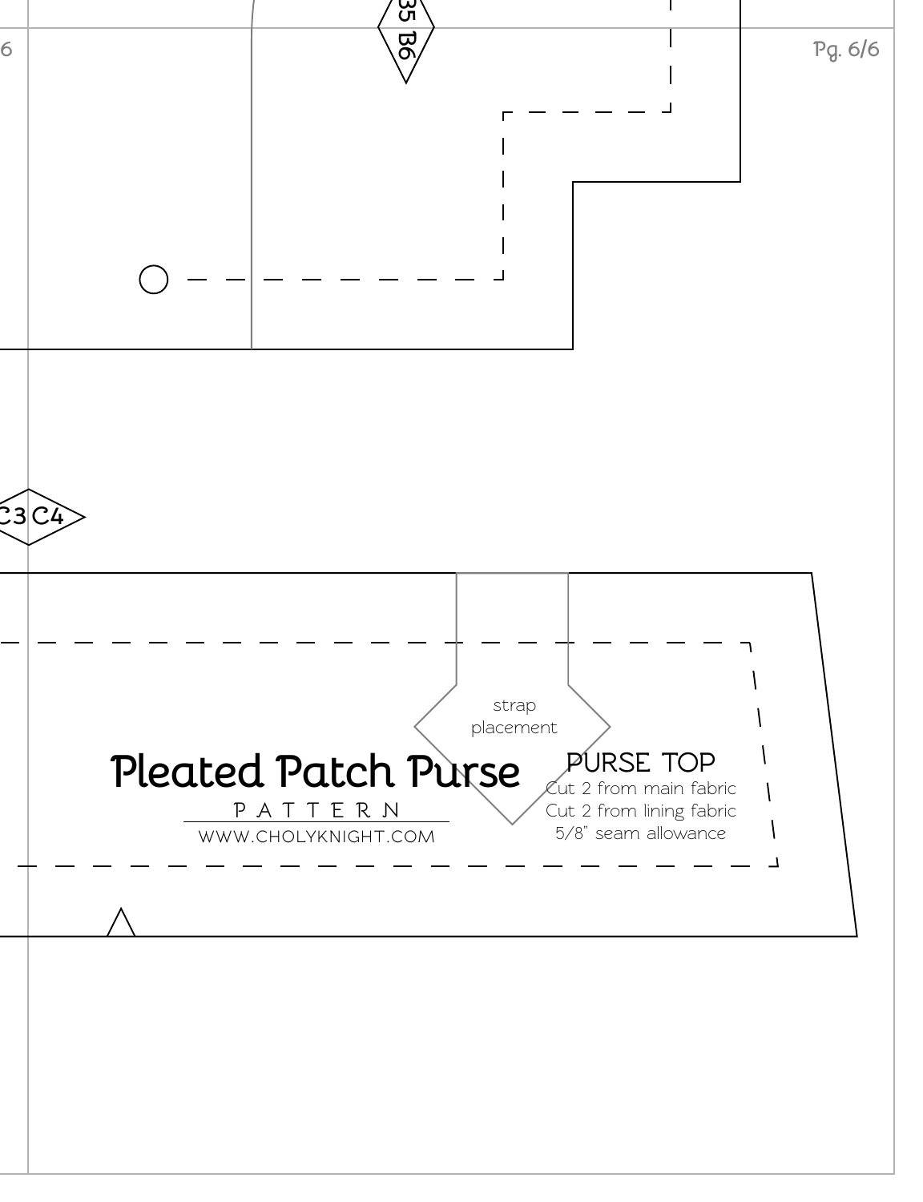B5 B6

C3 C4

strap placement

# Pleated Patch Purse

PATTERN

WWW.CHOLYKNIGHT.COM

## PURSE TOP

Cut 2 from main fabric
Cut 2 from lining fabric
5/8" seam allowance